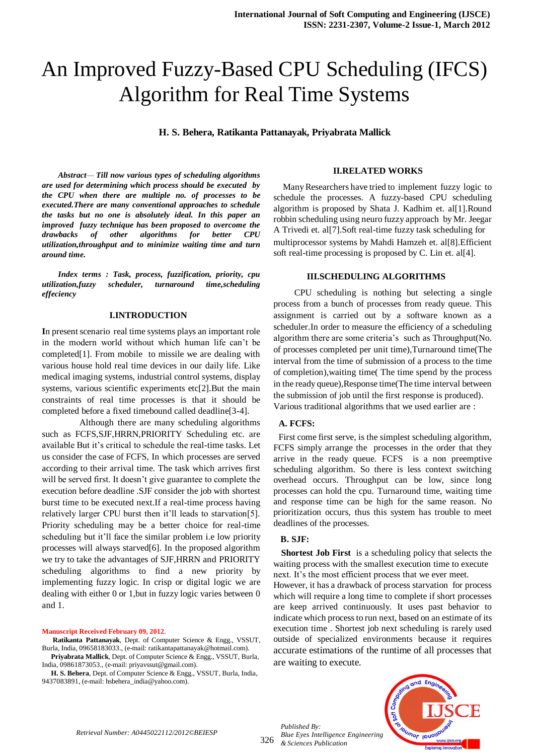# An Improved Fuzzy-Based CPU Scheduling (IFCS) Algorithm for Real Time Systems

**H. S. Behera, Ratikanta Pattanayak, Priyabrata Mallick**

***Abstract— Till now various types of scheduling algorithms are used for determining which process should be executed by the CPU when there are multiple no. of processes to be executed.There are many conventional approaches to schedule the tasks but no one is absolutely ideal. In this paper an improved fuzzy technique has been proposed to overcome the drawbacks of other algorithms for better CPU utilization,throughput and to minimize waiting time and turn around time.***

***Index terms : Task, process, fuzzification, priority, cpu utilization,fuzzy scheduler, turnaround time,scheduling effeciency***

## I.INTRODUCTION

**I**n present scenario real time systems plays an important role in the modern world without which human life can't be completed[1]. From mobile to missile we are dealing with various house hold real time devices in our daily life. Like medical imaging systems, industrial control systems, display systems, various scientific experiments etc[2].But the main constraints of real time processes is that it should be completed before a fixed timebound called deadline[3-4].

Although there are many scheduling algorithms such as FCFS,SJF,HRRN,PRIORITY Scheduling etc. are available But it's critical to schedule the real-time tasks. Let us consider the case of FCFS, In which processes are served according to their arrival time. The task which arrives first will be served first. It doesn't give guarantee to complete the execution before deadline .SJF consider the job with shortest burst time to be executed next.If a real-time process having relatively larger CPU burst then it'll leads to starvation[5]. Priority scheduling may be a better choice for real-time scheduling but it'll face the similar problem i.e low priority processes will always starved[6]. In the proposed algorithm we try to take the advantages of SJF,HRRN and PRIORITY scheduling algorithms to find a new priority by implementing fuzzy logic. In crisp or digital logic we are dealing with either 0 or 1,but in fuzzy logic varies between 0 and 1.

**Manuscript Received February 09, 2012.**

**Ratikanta Pattanayak**, Dept. of Computer Science & Engg., VSSUT, Burla, India, 09658183033., (e-mail: ratikantapattanayak@hotmail.com).

**Priyabrata Mallick**, Dept. of Computer Science & Engg., VSSUT, Burla, India, 09861873053., (e-mail: priyavssut@gmail.com).

**H. S. Behera**, Dept. of Computer Science & Engg., VSSUT, Burla, India, 9437083891, (e-mail: hsbehera_india@yahoo.com).

## II.RELATED WORKS

Many Researchers have tried to implement fuzzy logic to schedule the processes. A fuzzy-based CPU scheduling algorithm is proposed by Shata J. Kadhim et. al[1].Round robbin scheduling using neuro fuzzy approach by Mr. Jeegar A Trivedi et. al[7].Soft real-time fuzzy task scheduling for multiprocessor systems by Mahdi Hamzeh et. al[8].Efficient soft real-time processing is proposed by C. Lin et. al[4].

## III.SCHEDULING ALGORITHMS

CPU scheduling is nothing but selecting a single process from a bunch of processes from ready queue. This assignment is carried out by a software known as a scheduler.In order to measure the efficiency of a scheduling algorithm there are some criteria's such as Throughput(No. of processes completed per unit time),Turnaround time(The interval from the time of submission of a process to the time of completion),waiting time( The time spend by the process in the ready queue),Response time(The time interval between the submission of job until the first response is produced). Various traditional algorithms that we used earlier are :

### A. FCFS:

First come first serve, is the simplest scheduling algorithm, FCFS simply arrange the processes in the order that they arrive in the ready queue. FCFS is a non preemptive scheduling algorithm. So there is less context switching overhead occurs. Throughput can be low, since long processes can hold the cpu. Turnaround time, waiting time and response time can be high for the same reason. No prioritization occurs, thus this system has trouble to meet deadlines of the processes.

### B. SJF:

**Shortest Job First** is a scheduling policy that selects the waiting process with the smallest execution time to execute next. It's the most efficient process that we ever meet. However, it has a drawback of process starvation for process which will require a long time to complete if short processes are keep arrived continuously. It uses past behavior to indicate which process to run next, based on an estimate of its execution time . Shortest job next scheduling is rarely used outside of specialized environments because it requires accurate estimations of the runtime of all processes that are waiting to execute.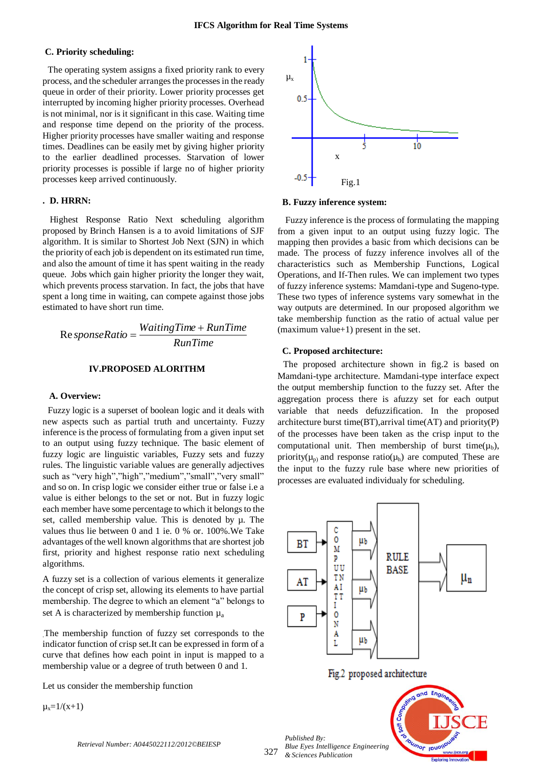### C. Priority scheduling:

The operating system assigns a fixed priority rank to every process, and the scheduler arranges the processes in the ready queue in order of their priority. Lower priority processes get interrupted by incoming higher priority processes. Overhead is not minimal, nor is it significant in this case. Waiting time and response time depend on the priority of the process. Higher priority processes have smaller waiting and response times. Deadlines can be easily met by giving higher priority to the earlier deadlined processes. Starvation of lower priority processes is possible if large no of higher priority processes keep arrived continuously.

### D. HRRN:

Highest Response Ratio Next scheduling algorithm proposed by Brinch Hansen is a to avoid limitations of SJF algorithm. It is similar to Shortest Job Next (SJN) in which the priority of each job is dependent on its estimated run time, and also the amount of time it has spent waiting in the ready queue. Jobs which gain higher priority the longer they wait, which prevents process starvation. In fact, the jobs that have spent a long time in waiting, can compete against those jobs estimated to have short run time.

$$ResponseRatio = \frac{WaitingTime + RunTime}{RunTime}$$

## IV.PROPOSED ALORITHM

### A. Overview:

Fuzzy logic is a superset of boolean logic and it deals with new aspects such as partial truth and uncertainty. Fuzzy inference is the process of formulating from a given input set to an output using fuzzy technique. The basic element of fuzzy logic are linguistic variables, Fuzzy sets and fuzzy rules. The linguistic variable values are generally adjectives such as "very high","high","medium","small","very small" and so on. In crisp logic we consider either true or false i.e a value is either belongs to the set or not. But in fuzzy logic each member have some percentage to which it belongs to the set, called membership value. This is denoted by μ. The values thus lie between 0 and 1 ie. 0 % or. 100%.We Take advantages of the well known algorithms that are shortest job first, priority and highest response ratio next scheduling algorithms.

A fuzzy set is a collection of various elements it generalize the concept of crisp set, allowing its elements to have partial membership. The degree to which an element "a" belongs to set A is characterized by membership function $\mu_a$

The membership function of fuzzy set corresponds to the indicator function of crisp set.It can be expressed in form of a curve that defines how each point in input is mapped to a membership value or a degree of truth between 0 and 1.

Let us consider the membership function

$\mu_x=1/(x+1)$

Fig.1

### B. Fuzzy inference system:

Fuzzy inference is the process of formulating the mapping from a given input to an output using fuzzy logic. The mapping then provides a basic from which decisions can be made. The process of fuzzy inference involves all of the characteristics such as Membership Functions, Logical Operations, and If-Then rules. We can implement two types of fuzzy inference systems: Mamdani-type and Sugeno-type. These two types of inference systems vary somewhat in the way outputs are determined. In our proposed algorithm we take membership function as the ratio of actual value per (maximum value+1) present in the set.

### C. Proposed architecture:

The proposed architecture shown in fig.2 is based on Mamdani-type architecture. Mamdani-type interface expect the output membership function to the fuzzy set. After the aggregation process there is afuzzy set for each output variable that needs defuzzification. In the proposed architecture burst time(BT),arrival time(AT) and priority(P) of the processes have been taken as the crisp input to the computational unit. Then membership of burst time($\mu_b$), priority($\mu_p$) and response ratio($\mu_h$) are computed. These are the input to the fuzzy rule base where new priorities of processes are evaluated individualy for scheduling.

Fig.2 proposed architecture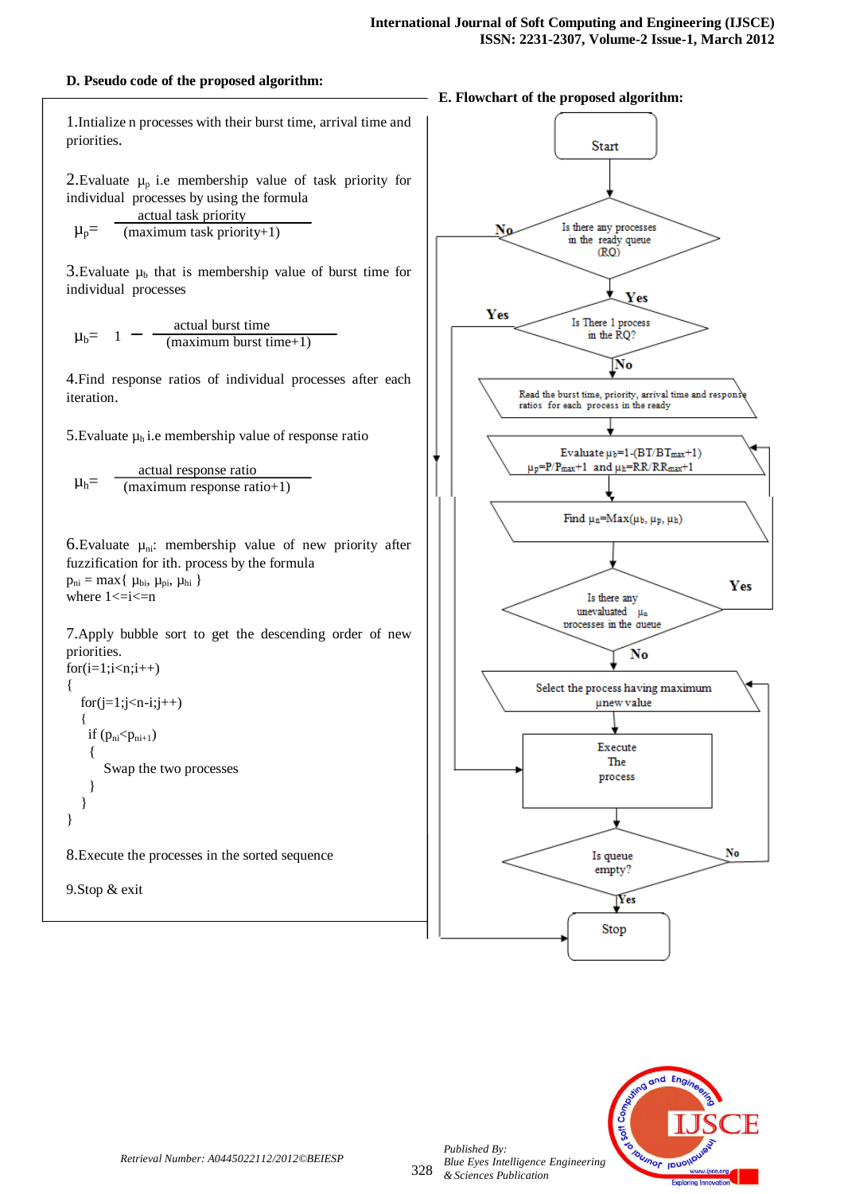### D. Pseudo code of the proposed algorithm:

1.Intialize n processes with their burst time, arrival time and priorities.

2.Evaluate $\mu_p$ i.e membership value of task priority for individual processes by using the formula

$$\mu_p = \frac{\text{actual task priority}}{(\text{maximum task priority}+1)}$$

3.Evaluate $\mu_b$ that is membership value of burst time for individual processes

$$\mu_b = 1 - \frac{\text{actual burst time}}{(\text{maximum burst time}+1)}$$

4.Find response ratios of individual processes after each iteration.

5.Evaluate $\mu_h$ i.e membership value of response ratio

$$\mu_h = \frac{\text{actual response ratio}}{(\text{maximum response ratio}+1)}$$

6.Evaluate $\mu_{ni}$: membership value of new priority after fuzzification for ith. process by the formula

$p_{ni} = \max\{ \mu_{bi}, \mu_{pi}, \mu_{hi} \}$

where $1 <= i <= n$

7.Apply bubble sort to get the descending order of new priorities.

```
for(i=1;i<n;i++)
{
   for(j=1;j<n-i;j++)
   {
     if (pni<pni+1)
     {
         Swap the two processes
     }
   }
}
```

8.Execute the processes in the sorted sequence

9.Stop & exit

### E. Flowchart of the proposed algorithm:

Start → Is there any processes in the ready queue (RQ)? — No → Stop; Yes → Is There 1 process in the RQ? — Yes → Execute The process; No → Read the burst time, priority, arrival time and response ratios for each process in the ready → Evaluate $\mu_b$=1-(BT/BT$_{max}$+1), $\mu_p$=P/P$_{max}$+1 and $\mu_h$=RR/RR$_{max}$+1 → Find $\mu_n$=Max($\mu_b$, $\mu_p$, $\mu_h$) → Is there any unevaluated $\mu_n$ processes in the queue — Yes → (back to Evaluate); No → Select the process having maximum $\mu$new value → Execute The process → Is queue empty? — No → (back to Select); Yes → Stop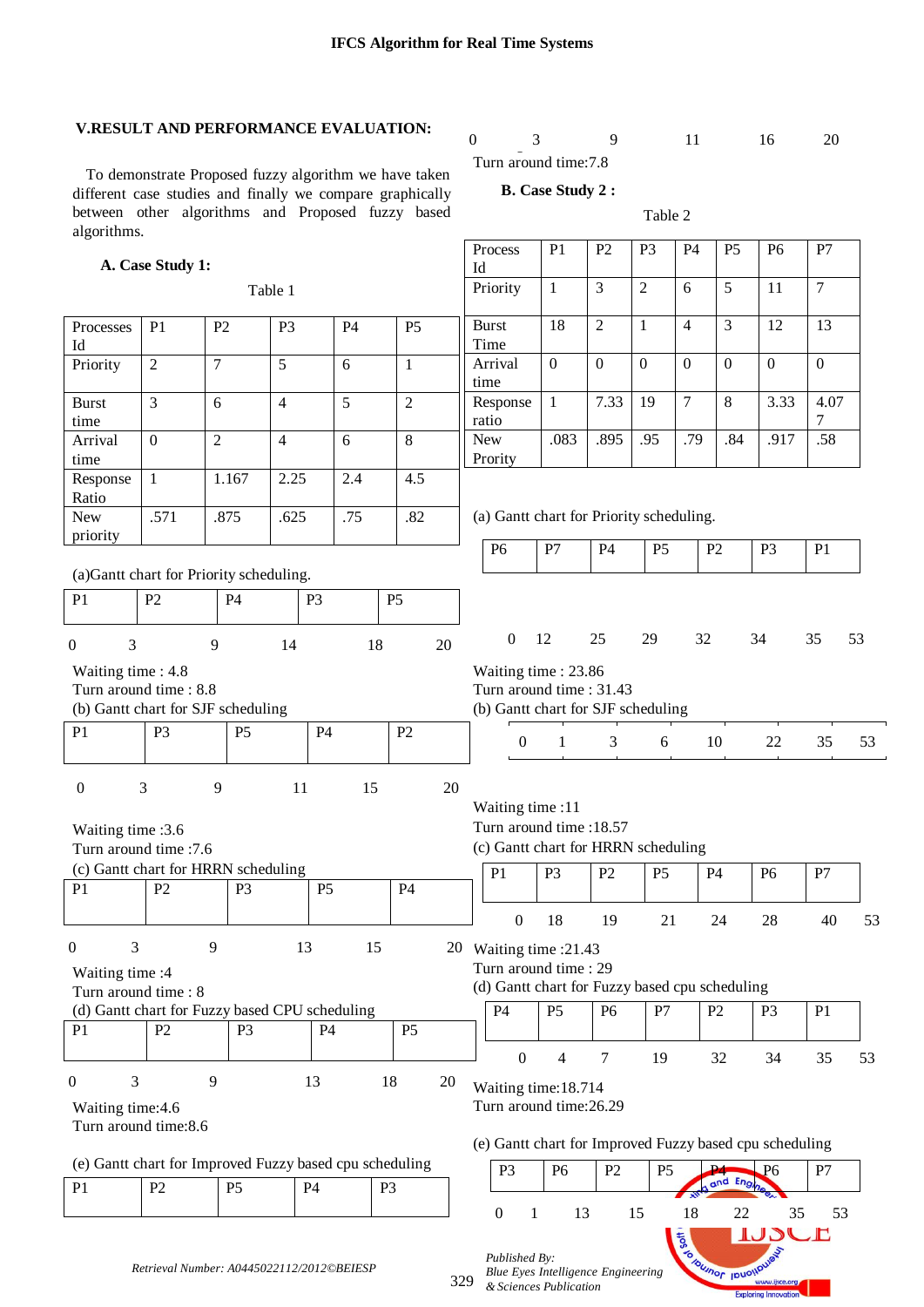## V.RESULT AND PERFORMANCE EVALUATION:

To demonstrate Proposed fuzzy algorithm we have taken different case studies and finally we compare graphically between other algorithms and Proposed fuzzy based algorithms.

### A. Case Study 1:

Table 1

| Processes Id | P1 | P2 | P3 | P4 | P5 |
|---|---|---|---|---|---|
| Priority | 2 | 7 | 5 | 6 | 1 |
| Burst time | 3 | 6 | 4 | 5 | 2 |
| Arrival time | 0 | 2 | 4 | 6 | 8 |
| Response Ratio | 1 | 1.167 | 2.25 | 2.4 | 4.5 |
| New priority | .571 | .875 | .625 | .75 | .82 |

(a)Gantt chart for Priority scheduling.

| P1 | P2 | P4 | P3 | P5 |
|---|---|---|---|---|

0 3 9 14 18 20

Waiting time : 4.8
Turn around time : 8.8

(b) Gantt chart for SJF scheduling

| P1 | P3 | P5 | P4 | P2 |
|---|---|---|---|---|

0 3 9 11 15 20

Waiting time :3.6
Turn around time :7.6

(c) Gantt chart for HRRN scheduling

| P1 | P2 | P3 | P5 | P4 |
|---|---|---|---|---|

0 3 9 13 15 20

Waiting time :4
Turn around time : 8

(d) Gantt chart for Fuzzy based CPU scheduling

| P1 | P2 | P3 | P4 | P5 |
|---|---|---|---|---|

0 3 9 13 18 20

Waiting time:4.6
Turn around time:8.6

(e) Gantt chart for Improved Fuzzy based cpu scheduling

| P1 | P2 | P5 | P4 | P3 |
|---|---|---|---|---|

0 3 9 11 16 20

Turn around time:7.8

### B. Case Study 2 :

Table 2

| Process Id | P1 | P2 | P3 | P4 | P5 | P6 | P7 |
|---|---|---|---|---|---|---|---|
| Priority | 1 | 3 | 2 | 6 | 5 | 11 | 7 |
| Burst Time | 18 | 2 | 1 | 4 | 3 | 12 | 13 |
| Arrival time | 0 | 0 | 0 | 0 | 0 | 0 | 0 |
| Response ratio | 1 | 7.33 | 19 | 7 | 8 | 3.33 | 4.07 7 |
| New Prority | .083 | .895 | .95 | .79 | .84 | .917 | .58 |

(a) Gantt chart for Priority scheduling.

| P6 | P7 | P4 | P5 | P2 | P3 | P1 |
|---|---|---|---|---|---|---|

0 12 25 29 32 34 35 53

Waiting time : 23.86
Turn around time : 31.43

(b) Gantt chart for SJF scheduling

0 1 3 6 10 22 35 53

Waiting time :11
Turn around time :18.57

(c) Gantt chart for HRRN scheduling

| P1 | P3 | P2 | P5 | P4 | P6 | P7 |
|---|---|---|---|---|---|---|

0 18 19 21 24 28 40 53

Waiting time :21.43
Turn around time : 29

(d) Gantt chart for Fuzzy based cpu scheduling

| P4 | P5 | P6 | P7 | P2 | P3 | P1 |
|---|---|---|---|---|---|---|

0 4 7 19 32 34 35 53

Waiting time:18.714
Turn around time:26.29

(e) Gantt chart for Improved Fuzzy based cpu scheduling

| P3 | P6 | P2 | P5 | P4 | P6 | P7 |
|---|---|---|---|---|---|---|

0 1 13 15 18 22 35 53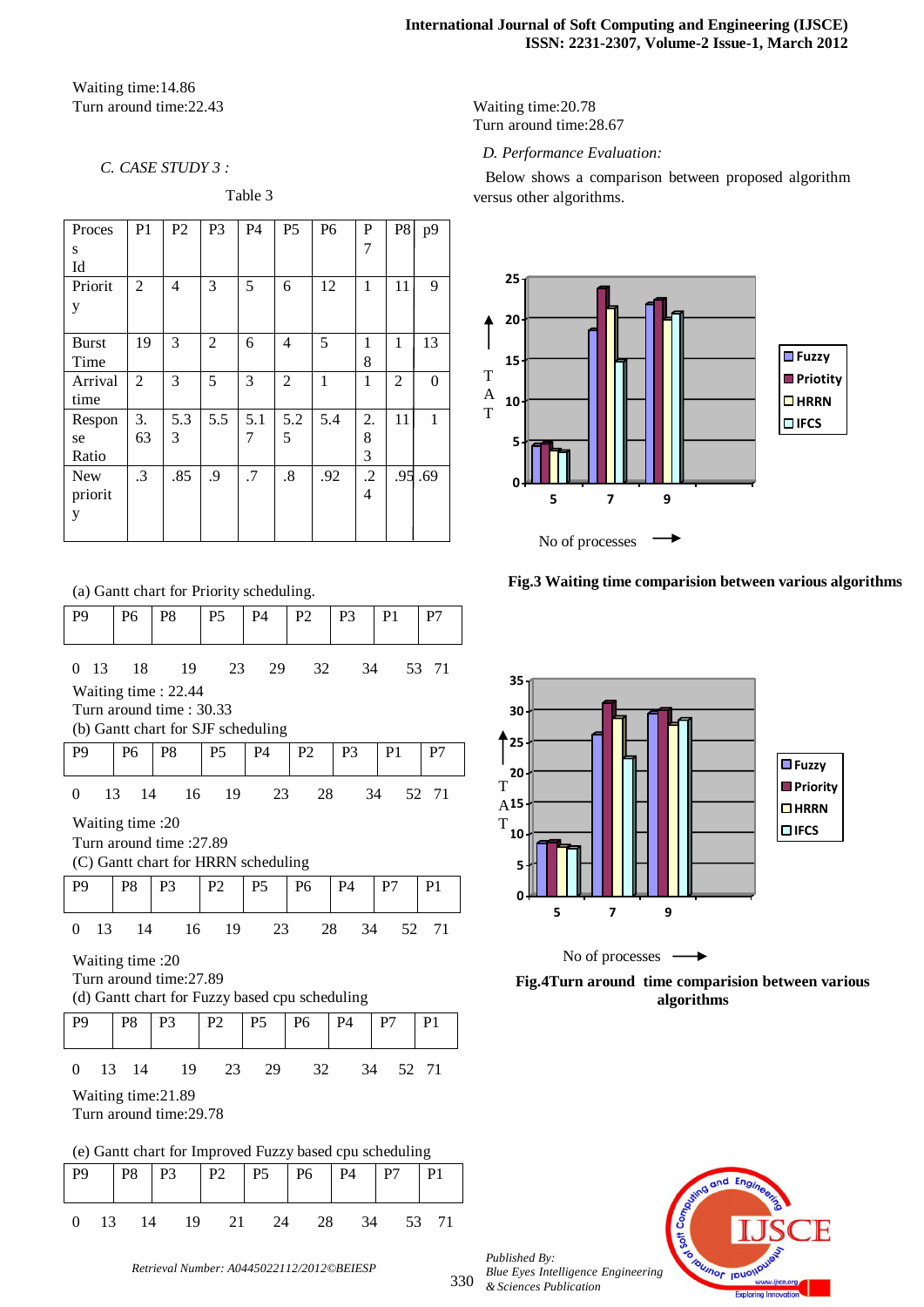Waiting time:14.86
Turn around time:22.43

### C. CASE STUDY 3 :

Table 3

| Process Id | P1 | P2 | P3 | P4 | P5 | P6 | P7 | P8 | p9 |
|---|---|---|---|---|---|---|---|---|---|
| Priority | 2 | 4 | 3 | 5 | 6 | 12 | 1 | 11 | 9 |
| Burst Time | 19 | 3 | 2 | 6 | 4 | 5 | 18 | 1 | 13 |
| Arrival time | 2 | 3 | 5 | 3 | 2 | 1 | 1 | 2 | 0 |
| Response Ratio | 3.63 | 5.33 | 5.5 | 5.17 | 5.25 | 5.4 | 2.83 | 11 | 1 |
| New priority | .3 | .85 | .9 | .7 | .8 | .92 | .24 | .95 | .69 |

(a) Gantt chart for Priority scheduling.

| P9 | P6 | P8 | P5 | P4 | P2 | P3 | P1 | P7 |
|---|---|---|---|---|---|---|---|---|

0 13 18 19 23 29 32 34 53 71

Waiting time : 22.44
Turn around time : 30.33

(b) Gantt chart for SJF scheduling

| P9 | P6 | P8 | P5 | P4 | P2 | P3 | P1 | P7 |
|---|---|---|---|---|---|---|---|---|

0 13 14 16 19 23 28 34 52 71

Waiting time :20
Turn around time :27.89

(C) Gantt chart for HRRN scheduling

| P9 | P8 | P3 | P2 | P5 | P6 | P4 | P7 | P1 |
|---|---|---|---|---|---|---|---|---|

0 13 14 16 19 23 28 34 52 71

Waiting time :20
Turn around time:27.89

(d) Gantt chart for Fuzzy based cpu scheduling

| P9 | P8 | P3 | P2 | P5 | P6 | P4 | P7 | P1 |
|---|---|---|---|---|---|---|---|---|

0 13 14 19 23 29 32 34 52 71

Waiting time:21.89
Turn around time:29.78

(e) Gantt chart for Improved Fuzzy based cpu scheduling

| P9 | P8 | P3 | P2 | P5 | P6 | P4 | P7 | P1 |
|---|---|---|---|---|---|---|---|---|

0 13 14 19 21 24 28 34 53 71

Waiting time:20.78
Turn around time:28.67

### D. Performance Evaluation:

Below shows a comparison between proposed algorithm versus other algorithms.

**Fig.3 Waiting time comparision between various algorithms**

**Fig.4 Turn around time comparision between various algorithms**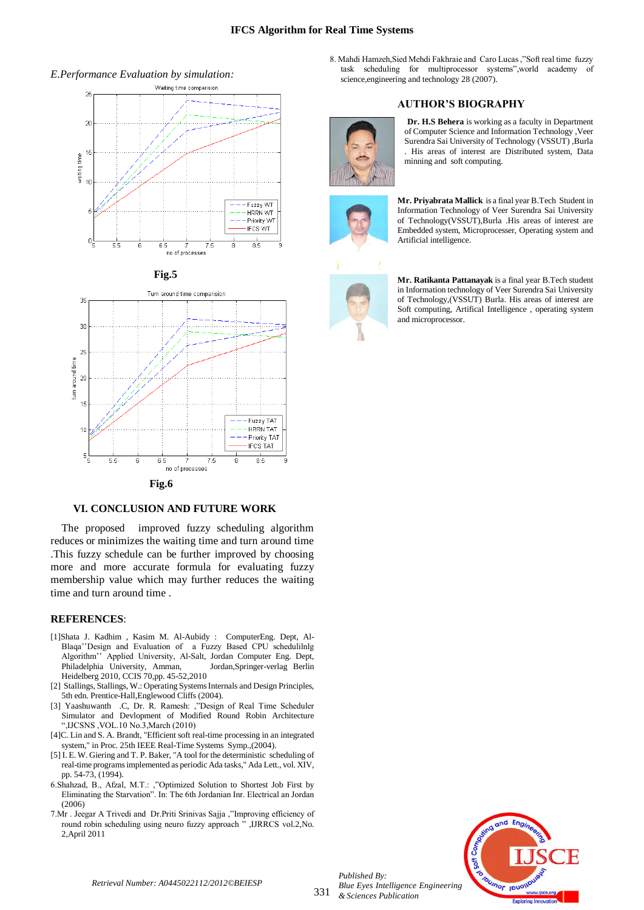### E.Performance Evaluation by simulation:

Waiting time comparision

waiting time

25
20
15
10
5
0

5 5.5 6 6.5 7 7.5 8 8.5 9

no of processes

Fuzzy WT
HRRN WT
Priority WT
IFCS WT

Fig.5

Turn around time comparision

turn around time

35
30
25
20
15
10
5

5 5.5 6 6.5 7 7.5 8 8.5 9

no of processes

Fuzzy TAT
HRRN TAT
Priority TAT
IFCS TAT

Fig.6

## VI. CONCLUSION AND FUTURE WORK

The proposed improved fuzzy scheduling algorithm reduces or minimizes the waiting time and turn around time .This fuzzy schedule can be further improved by choosing more and more accurate formula for evaluating fuzzy membership value which may further reduces the waiting time and turn around time .

## REFERENCES:

[1]Shata J. Kadhim , Kasim M. Al-Aubidy : ComputerEng. Dept, Al-Blaqa''Design and Evaluation of a Fuzzy Based CPU schedulilnlg Algorithm'' Applied University, Al-Salt, Jordan Computer Eng. Dept, Philadelphia University, Amman, Jordan,Springer-verlag Berlin Heidelberg 2010, CCIS 70,pp. 45-52,2010

[2] Stallings, Stallings, W.: Operating Systems Internals and Design Principles, 5th edn. Prentice-Hall,Englewood Cliffs (2004).

[3] Yaashuwanth .C, Dr. R. Ramesh: ,"Design of Real Time Scheduler Simulator and Devlopment of Modified Round Robin Architecture ",IJCSNS ,VOL.10 No.3,March (2010)

[4]C. Lin and S. A. Brandt, "Efficient soft real-time processing in an integrated system," in Proc. 25th IEEE Real-Time Systems Symp.,(2004).

[5] I. E. W. Giering and T. P. Baker, "A tool for the deterministic scheduling of real-time programs implemented as periodic Ada tasks," Ada Lett., vol. XIV, pp. 54-73, (1994).

6.Shahzad, B., Afzal, M.T.: ,"Optimized Solution to Shortest Job First by Eliminating the Starvation". In: The 6th Jordanian Inr. Electrical an Jordan (2006)

7.Mr . Jeegar A Trivedi and Dr.Priti Srinivas Sajja ,"Improving efficiency of round robin scheduling using neuro fuzzy approach " ,IJRRCS vol.2,No. 2,April 2011

8. Mahdi Hamzeh,Sied Mehdi Fakhraie and Caro Lucas ,"Soft real time fuzzy task scheduling for multiprocessor systems",world academy of science,engineering and technology 28 (2007).

## AUTHOR'S BIOGRAPHY

**Dr. H.S Behera** is working as a faculty in Department of Computer Science and Information Technology ,Veer Surendra Sai University of Technology (VSSUT) ,Burla . His areas of interest are Distributed system, Data minning and soft computing.

**Mr. Priyabrata Mallick** is a final year B.Tech Student in Information Technology of Veer Surendra Sai University of Technology(VSSUT),Burla .His areas of interest are Embedded system, Microprocesser, Operating system and Artificial intelligence.

**Mr. Ratikanta Pattanayak** is a final year B.Tech student in Information technology of Veer Surendra Sai University of Technology,(VSSUT) Burla. His areas of interest are Soft computing, Artifical Intelligence , operating system and microprocessor.

Retrieval Number: A0445022112/2012©BEIESP

*Published By:*
*Blue Eyes Intelligence Engineering & Sciences Publication*